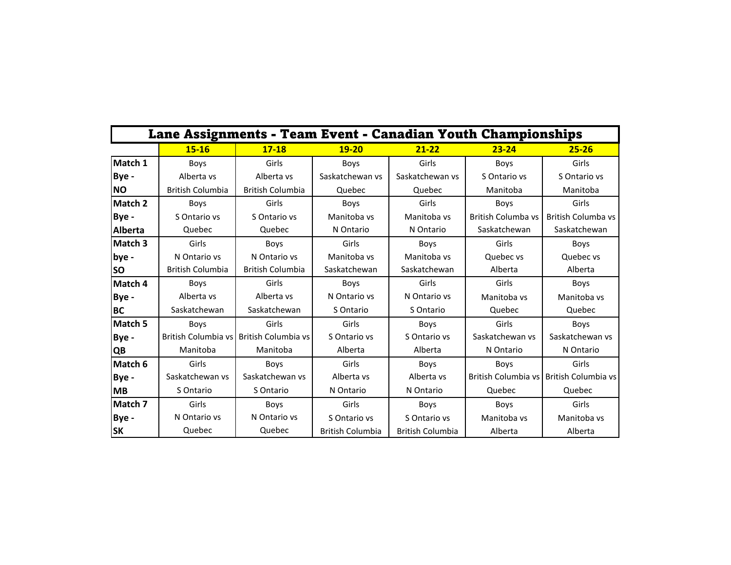# Lane Assignments - Team Event - Canadian Youth Championships

| | 15-16 | 17-18 | 19-20 | 21-22 | 23-24 | 25-26 |
|---|---|---|---|---|---|---|
| **Match 1 Bye - NO** | Boys Alberta vs British Columbia | Girls Alberta vs British Columbia | Boys Saskatchewan vs Quebec | Girls Saskatchewan vs Quebec | Boys S Ontario vs Manitoba | Girls S Ontario vs Manitoba |
| **Match 2 Bye - Alberta** | Boys S Ontario vs Quebec | Girls S Ontario vs Quebec | Boys Manitoba vs N Ontario | Girls Manitoba vs N Ontario | Boys British Columba vs Saskatchewan | Girls British Columba vs Saskatchewan |
| **Match 3 bye - SO** | Girls N Ontario vs British Columbia | Boys N Ontario vs British Columbia | Girls Manitoba vs Saskatchewan | Boys Manitoba vs Saskatchewan | Girls Quebec vs Alberta | Boys Quebec vs Alberta |
| **Match 4 Bye - BC** | Boys Alberta vs Saskatchewan | Girls Alberta vs Saskatchewan | Boys N Ontario vs S Ontario | Girls N Ontario vs S Ontario | Girls Manitoba vs Quebec | Boys Manitoba vs Quebec |
| **Match 5 Bye - QB** | Boys British Columbia vs Manitoba | Girls British Columbia vs Manitoba | Girls S Ontario vs Alberta | Boys S Ontario vs Alberta | Girls Saskatchewan vs N Ontario | Boys Saskatchewan vs N Ontario |
| **Match 6 Bye - MB** | Girls Saskatchewan vs S Ontario | Boys Saskatchewan vs S Ontario | Girls Alberta vs N Ontario | Boys Alberta vs N Ontario | Boys British Columbia vs Quebec | Girls British Columbia vs Quebec |
| **Match 7 Bye - SK** | Girls N Ontario vs Quebec | Boys N Ontario vs Quebec | Girls S Ontario vs British Columbia | Boys S Ontario vs British Columbia | Boys Manitoba vs Alberta | Girls Manitoba vs Alberta |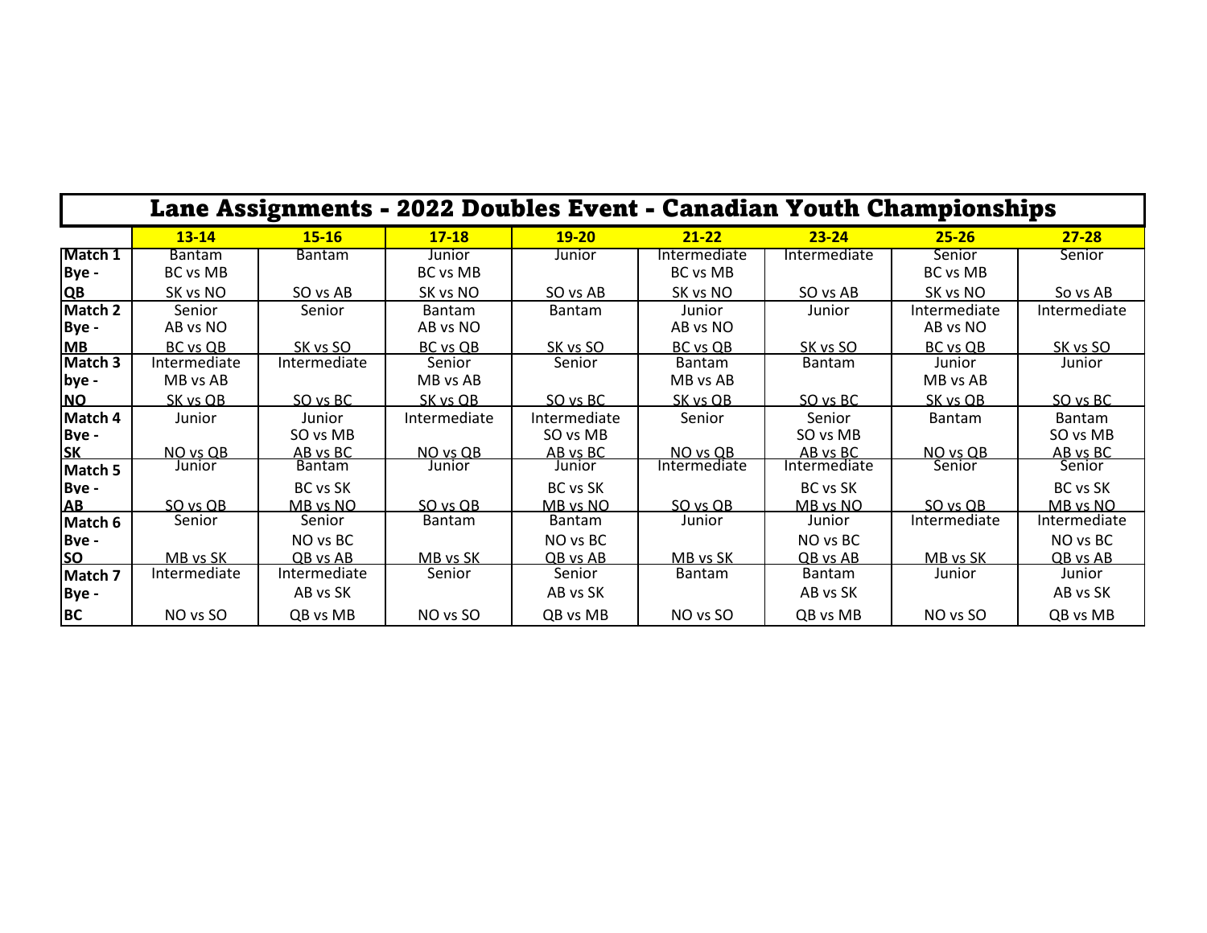# Lane Assignments - 2022 Doubles Event - Canadian Youth Championships

| | 13-14 | 15-16 | 17-18 | 19-20 | 21-22 | 23-24 | 25-26 | 27-28 |
|---|---|---|---|---|---|---|---|---|
| Match 1 Bye - QB | Bantam BC vs MB SK vs NO | Bantam SO vs AB | Junior BC vs MB SK vs NO | Junior SO vs AB | Intermediate BC vs MB SK vs NO | Intermediate SO vs AB | Senior BC vs MB SK vs NO | Senior So vs AB |
| Match 2 Bye - MB | Senior AB vs NO BC vs QB | Senior SK vs SO | Bantam AB vs NO BC vs QB | Bantam SK vs SO | Junior AB vs NO BC vs QB | Junior SK vs SO | Intermediate AB vs NO BC vs QB | Intermediate SK vs SO |
| Match 3 bye - NO | Intermediate MB vs AB SK vs QB | Intermediate SO vs BC | Senior MB vs AB SK vs QB | Senior SO vs BC | Bantam MB vs AB SK vs QB | Bantam SO vs BC | Junior MB vs AB SK vs QB | Junior SO vs BC |
| Match 4 Bye - SK | Junior NO vs QB | Junior SO vs MB AB vs BC | Intermediate NO vs QB | Intermediate SO vs MB AB vs BC | Senior NO vs QB | Senior SO vs MB AB vs BC | Bantam NO vs QB | Bantam SO vs MB AB vs BC |
| Match 5 Bye - AB | Junior SO vs QB | Bantam BC vs SK MB vs NO | Junior SO vs QB | Junior BC vs SK MB vs NO | Intermediate SO vs QB | Intermediate BC vs SK MB vs NO | Senior SO vs QB | Senior BC vs SK MB vs NO |
| Match 6 Bye - SO | Senior MB vs SK | Senior NO vs BC QB vs AB | Bantam MB vs SK | Bantam NO vs BC QB vs AB | Junior MB vs SK | Junior NO vs BC QB vs AB | Intermediate MB vs SK | Intermediate NO vs BC QB vs AB |
| Match 7 Bye - BC | Intermediate NO vs SO | Intermediate AB vs SK QB vs MB | Senior NO vs SO | Senior AB vs SK QB vs MB | Bantam NO vs SO | Bantam AB vs SK QB vs MB | Junior NO vs SO | Junior AB vs SK QB vs MB |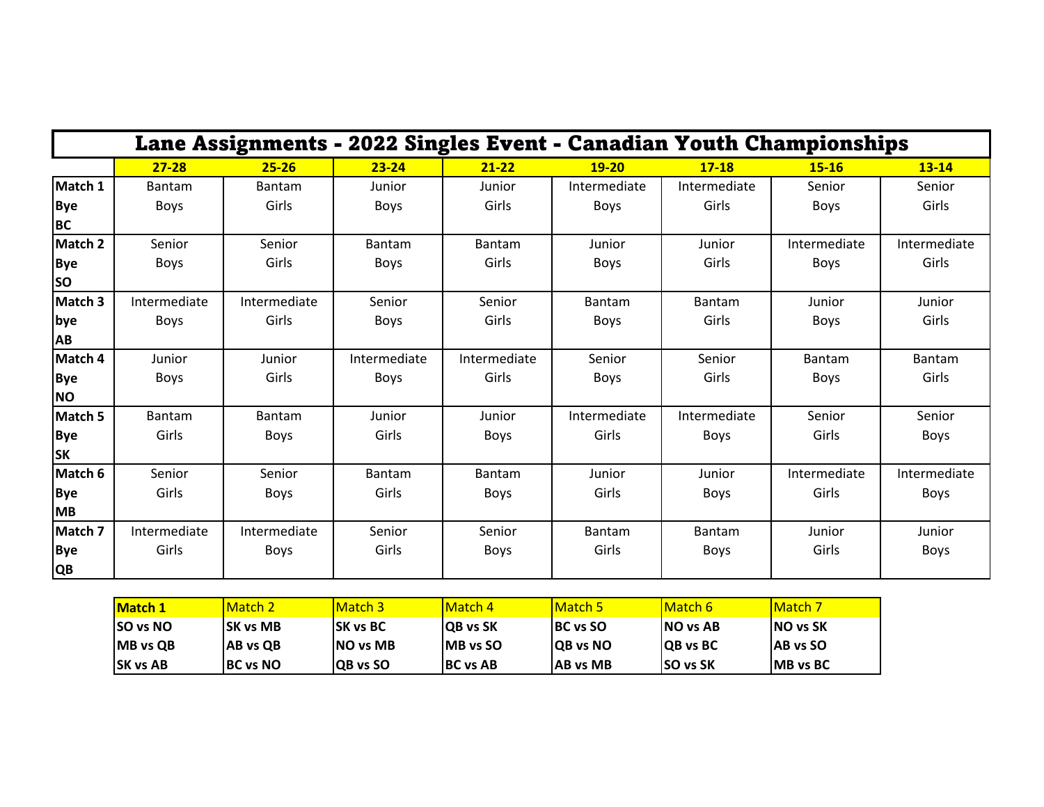# Lane Assignments - 2022 Singles Event - Canadian Youth Championships

| | 27-28 | 25-26 | 23-24 | 21-22 | 19-20 | 17-18 | 15-16 | 13-14 |
|---|---|---|---|---|---|---|---|---|
| **Match 1 Bye BC** | Bantam Boys | Bantam Girls | Junior Boys | Junior Girls | Intermediate Boys | Intermediate Girls | Senior Boys | Senior Girls |
| **Match 2 Bye SO** | Senior Boys | Senior Girls | Bantam Boys | Bantam Girls | Junior Boys | Junior Girls | Intermediate Boys | Intermediate Girls |
| **Match 3 bye AB** | Intermediate Boys | Intermediate Girls | Senior Boys | Senior Girls | Bantam Boys | Bantam Girls | Junior Boys | Junior Girls |
| **Match 4 Bye NO** | Junior Boys | Junior Girls | Intermediate Boys | Intermediate Girls | Senior Boys | Senior Girls | Bantam Boys | Bantam Girls |
| **Match 5 Bye SK** | Bantam Girls | Bantam Boys | Junior Girls | Junior Boys | Intermediate Girls | Intermediate Boys | Senior Girls | Senior Boys |
| **Match 6 Bye MB** | Senior Girls | Senior Boys | Bantam Girls | Bantam Boys | Junior Girls | Junior Boys | Intermediate Girls | Intermediate Boys |
| **Match 7 Bye QB** | Intermediate Girls | Intermediate Boys | Senior Girls | Senior Boys | Bantam Girls | Bantam Boys | Junior Girls | Junior Boys |

| **Match 1** | Match 2 | Match 3 | Match 4 | Match 5 | Match 6 | Match 7 |
|---|---|---|---|---|---|---|
| **SO vs NO** | **SK vs MB** | **SK vs BC** | **QB vs SK** | **BC vs SO** | **NO vs AB** | **NO vs SK** |
| **MB vs QB** | **AB vs QB** | **NO vs MB** | **MB vs SO** | **QB vs NO** | **QB vs BC** | **AB vs SO** |
| **SK vs AB** | **BC vs NO** | **QB vs SO** | **BC vs AB** | **AB vs MB** | **SO vs SK** | **MB vs BC** |